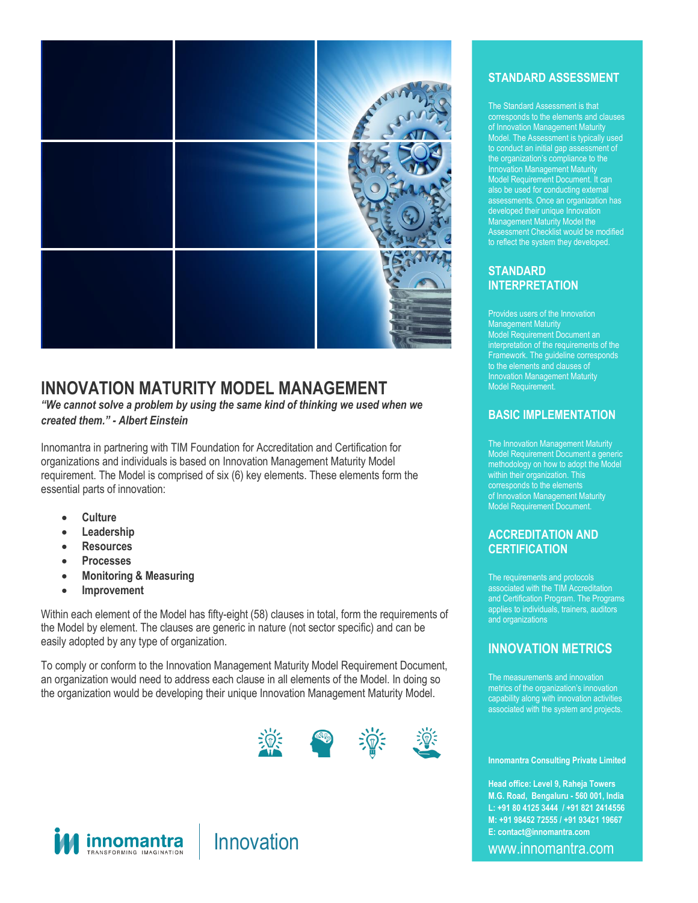# INNOVATION MATURITY MODEL MANAGEMENT

***"We cannot solve a problem by using the same kind of thinking we used when we created them." - Albert Einstein***

Innomantra in partnering with TIM Foundation for Accreditation and Certification for organizations and individuals is based on Innovation Management Maturity Model requirement. The Model is comprised of six (6) key elements. These elements form the essential parts of innovation:

- **Culture**
- **Leadership**
- **Resources**
- **Processes**
- **Monitoring & Measuring**
- **Improvement**

Within each element of the Model has fifty-eight (58) clauses in total, form the requirements of the Model by element. The clauses are generic in nature (not sector specific) and can be easily adopted by any type of organization.

To comply or conform to the Innovation Management Maturity Model Requirement Document, an organization would need to address each clause in all elements of the Model. In doing so the organization would be developing their unique Innovation Management Maturity Model.

## STANDARD ASSESSMENT

The Standard Assessment is that corresponds to the elements and clauses of Innovation Management Maturity Model. The Assessment is typically used to conduct an initial gap assessment of the organization's compliance to the Innovation Management Maturity Model Requirement Document. It can also be used for conducting external assessments. Once an organization has developed their unique Innovation Management Maturity Model the Assessment Checklist would be modified to reflect the system they developed.

## STANDARD INTERPRETATION

Provides users of the Innovation Management Maturity Model Requirement Document an interpretation of the requirements of the Framework. The guideline corresponds to the elements and clauses of Innovation Management Maturity Model Requirement.

## BASIC IMPLEMENTATION

The Innovation Management Maturity Model Requirement Document a generic methodology on how to adopt the Model within their organization. This corresponds to the elements of Innovation Management Maturity Model Requirement Document.

## ACCREDITATION AND CERTIFICATION

The requirements and protocols associated with the TIM Accreditation and Certification Program. The Programs applies to individuals, trainers, auditors and organizations

## INNOVATION METRICS

The measurements and innovation metrics of the organization's innovation capability along with innovation activities associated with the system and projects.

**Innomantra Consulting Private Limited**

**Head office: Level 9, Raheja Towers**
**M.G. Road, Bengaluru - 560 001, India**
**L: +91 80 4125 3444 / +91 821 2414556**
**M: +91 98452 72555 / +91 93421 19667**
**E: contact@innomantra.com**

www.innomantra.com

innomantra TRANSFORMING IMAGINATION | Innovation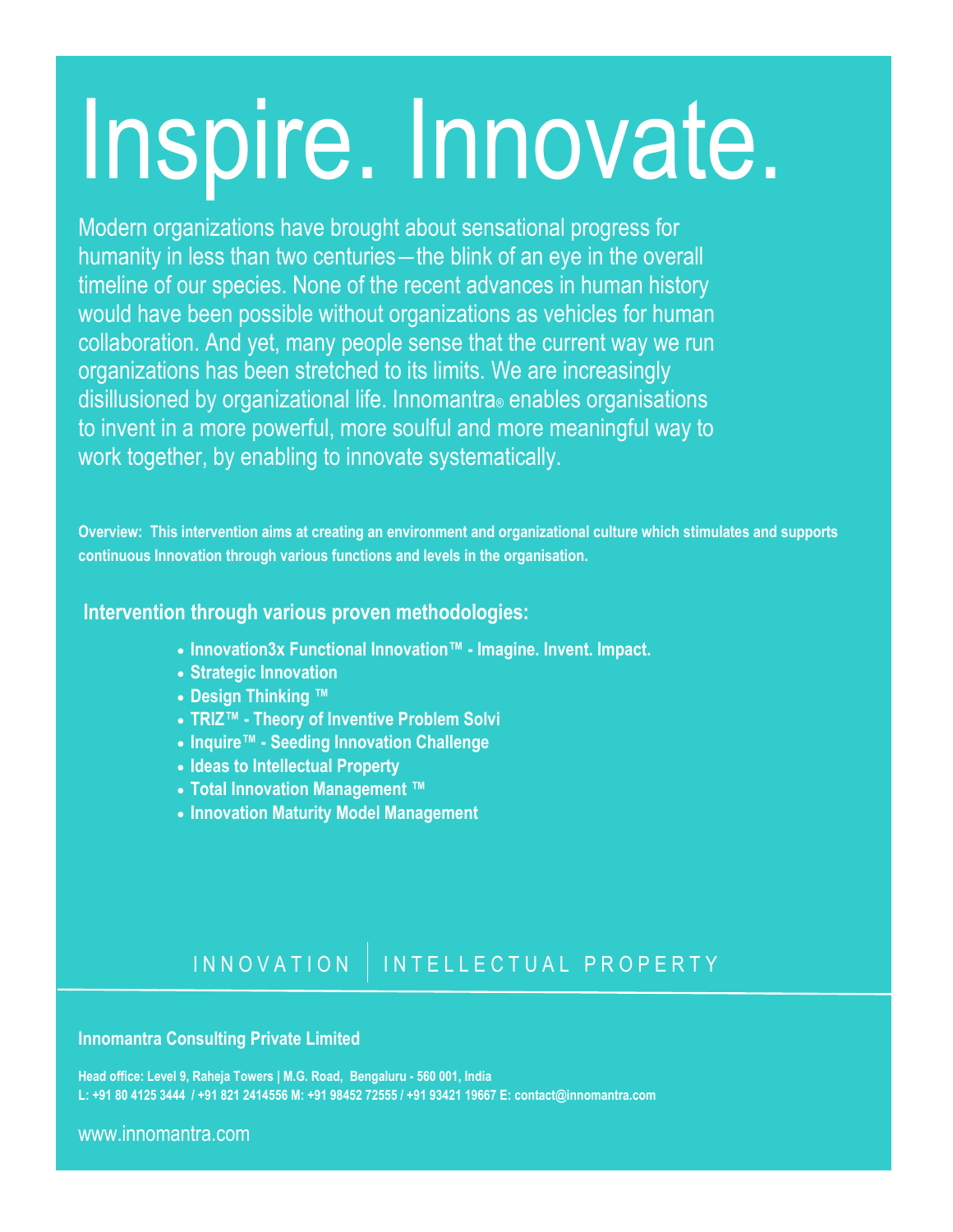# Inspire. Innovate.

Modern organizations have brought about sensational progress for humanity in less than two centuries—the blink of an eye in the overall timeline of our species. None of the recent advances in human history would have been possible without organizations as vehicles for human collaboration. And yet, many people sense that the current way we run organizations has been stretched to its limits. We are increasingly disillusioned by organizational life. Innomantra® enables organisations to invent in a more powerful, more soulful and more meaningful way to work together, by enabling to innovate systematically.

**Overview: This intervention aims at creating an environment and organizational culture which stimulates and supports continuous Innovation through various functions and levels in the organisation.**

### Intervention through various proven methodologies:

- **Innovation3x Functional Innovation™ - Imagine. Invent. Impact.**
- **Strategic Innovation**
- **Design Thinking ™**
- **TRIZ™ - Theory of Inventive Problem Solvi**
- **Inquire™ - Seeding Innovation Challenge**
- **Ideas to Intellectual Property**
- **Total Innovation Management ™**
- **Innovation Maturity Model Management**

INNOVATION | INTELLECTUAL PROPERTY

**Innomantra Consulting Private Limited**

**Head office: Level 9, Raheja Towers | M.G. Road, Bengaluru - 560 001, India**
**L: +91 80 4125 3444 / +91 821 2414556 M: +91 98452 72555 / +91 93421 19667 E: contact@innomantra.com**

www.innomantra.com